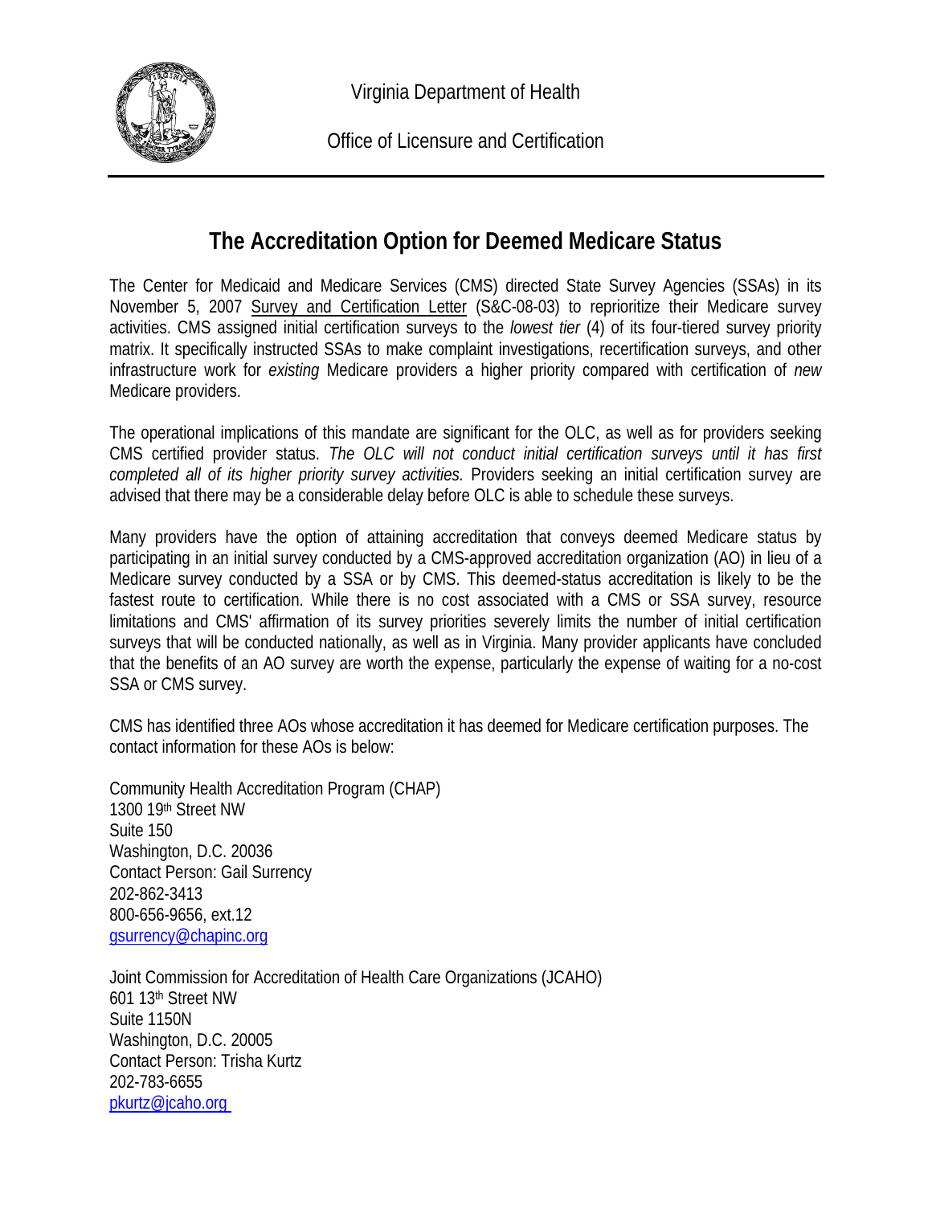Virginia Department of Health

Office of Licensure and Certification

# The Accreditation Option for Deemed Medicare Status

The Center for Medicaid and Medicare Services (CMS) directed State Survey Agencies (SSAs) in its November 5, 2007 Survey and Certification Letter (S&C-08-03) to reprioritize their Medicare survey activities. CMS assigned initial certification surveys to the *lowest tier* (4) of its four-tiered survey priority matrix. It specifically instructed SSAs to make complaint investigations, recertification surveys, and other infrastructure work for *existing* Medicare providers a higher priority compared with certification of *new* Medicare providers.

The operational implications of this mandate are significant for the OLC, as well as for providers seeking CMS certified provider status. *The OLC will not conduct initial certification surveys until it has first completed all of its higher priority survey activities.* Providers seeking an initial certification survey are advised that there may be a considerable delay before OLC is able to schedule these surveys.

Many providers have the option of attaining accreditation that conveys deemed Medicare status by participating in an initial survey conducted by a CMS-approved accreditation organization (AO) in lieu of a Medicare survey conducted by a SSA or by CMS. This deemed-status accreditation is likely to be the fastest route to certification. While there is no cost associated with a CMS or SSA survey, resource limitations and CMS' affirmation of its survey priorities severely limits the number of initial certification surveys that will be conducted nationally, as well as in Virginia. Many provider applicants have concluded that the benefits of an AO survey are worth the expense, particularly the expense of waiting for a no-cost SSA or CMS survey.

CMS has identified three AOs whose accreditation it has deemed for Medicare certification purposes. The contact information for these AOs is below:

Community Health Accreditation Program (CHAP)
1300 19th Street NW
Suite 150
Washington, D.C. 20036
Contact Person: Gail Surrency
202-862-3413
800-656-9656, ext.12
gsurrency@chapinc.org

Joint Commission for Accreditation of Health Care Organizations (JCAHO)
601 13th Street NW
Suite 1150N
Washington, D.C. 20005
Contact Person: Trisha Kurtz
202-783-6655
pkurtz@jcaho.org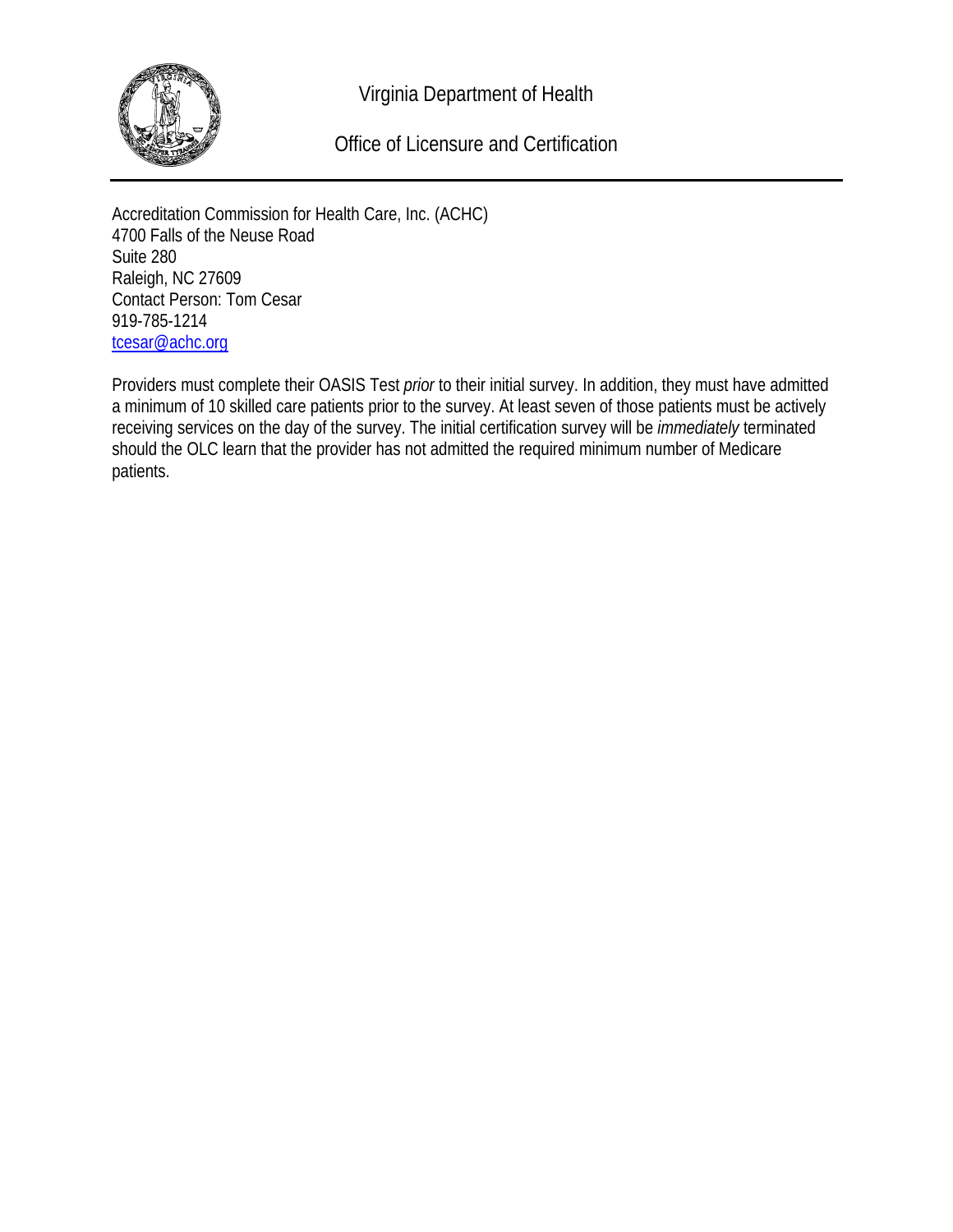Virginia Department of Health

Office of Licensure and Certification

---

Accreditation Commission for Health Care, Inc. (ACHC)
4700 Falls of the Neuse Road
Suite 280
Raleigh, NC 27609
Contact Person: Tom Cesar
919-785-1214
tcesar@achc.org

Providers must complete their OASIS Test *prior* to their initial survey. In addition, they must have admitted a minimum of 10 skilled care patients prior to the survey. At least seven of those patients must be actively receiving services on the day of the survey. The initial certification survey will be *immediately* terminated should the OLC learn that the provider has not admitted the required minimum number of Medicare patients.